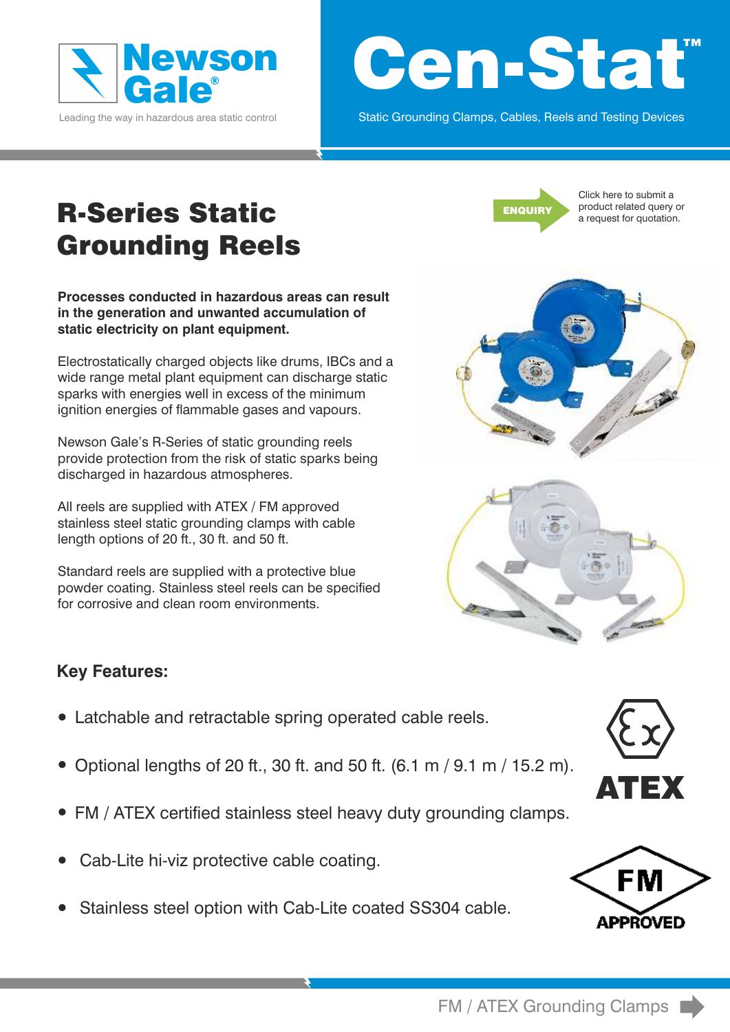Newson Gale®

Leading the way in hazardous area static control

# Cen-Stat™

Static Grounding Clamps, Cables, Reels and Testing Devices

## R-Series Static Grounding Reels

ENQUIRY

Click here to submit a product related query or a request for quotation.

**Processes conducted in hazardous areas can result in the generation and unwanted accumulation of static electricity on plant equipment.**

Electrostatically charged objects like drums, IBCs and a wide range metal plant equipment can discharge static sparks with energies well in excess of the minimum ignition energies of flammable gases and vapours.

Newson Gale's R-Series of static grounding reels provide protection from the risk of static sparks being discharged in hazardous atmospheres.

All reels are supplied with ATEX / FM approved stainless steel static grounding clamps with cable length options of 20 ft., 30 ft. and 50 ft.

Standard reels are supplied with a protective blue powder coating. Stainless steel reels can be specified for corrosive and clean room environments.

### Key Features:

- Latchable and retractable spring operated cable reels.
- Optional lengths of 20 ft., 30 ft. and 50 ft. (6.1 m / 9.1 m / 15.2 m).
- FM / ATEX certified stainless steel heavy duty grounding clamps.
- Cab-Lite hi-viz protective cable coating.
- Stainless steel option with Cab-Lite coated SS304 cable.

ATEX

FM APPROVED

FM / ATEX Grounding Clamps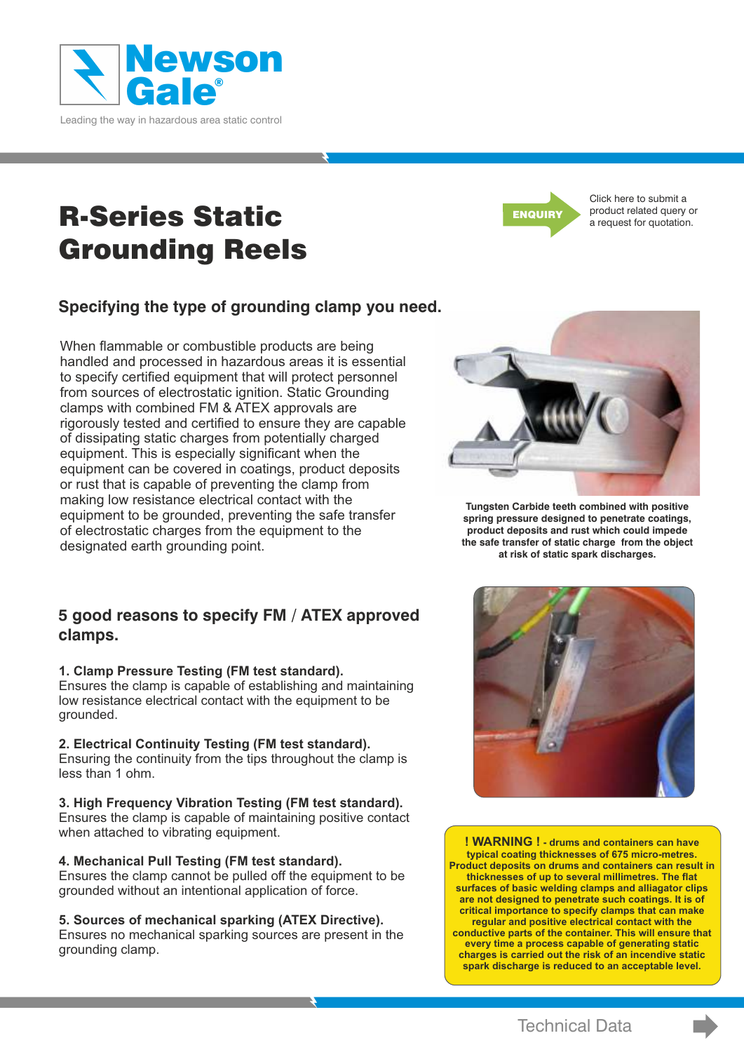# R-Series Static Grounding Reels

**ENQUIRY** Click here to submit a product related query or a request for quotation.

## Specifying the type of grounding clamp you need.

When flammable or combustible products are being handled and processed in hazardous areas it is essential to specify certified equipment that will protect personnel from sources of electrostatic ignition. Static Grounding clamps with combined FM & ATEX approvals are rigorously tested and certified to ensure they are capable of dissipating static charges from potentially charged equipment. This is especially significant when the equipment can be covered in coatings, product deposits or rust that is capable of preventing the clamp from making low resistance electrical contact with the equipment to be grounded, preventing the safe transfer of electrostatic charges from the equipment to the designated earth grounding point.

**Tungsten Carbide teeth combined with positive spring pressure designed to penetrate coatings, product deposits and rust which could impede the safe transfer of static charge from the object at risk of static spark discharges.**

## 5 good reasons to specify FM / ATEX approved clamps.

**1. Clamp Pressure Testing (FM test standard).**
Ensures the clamp is capable of establishing and maintaining low resistance electrical contact with the equipment to be grounded.

**2. Electrical Continuity Testing (FM test standard).**
Ensuring the continuity from the tips throughout the clamp is less than 1 ohm.

**3. High Frequency Vibration Testing (FM test standard).**
Ensures the clamp is capable of maintaining positive contact when attached to vibrating equipment.

**4. Mechanical Pull Testing (FM test standard).**
Ensures the clamp cannot be pulled off the equipment to be grounded without an intentional application of force.

**5. Sources of mechanical sparking (ATEX Directive).**
Ensures no mechanical sparking sources are present in the grounding clamp.

**! WARNING ! - drums and containers can have typical coating thicknesses of 675 micro-metres. Product deposits on drums and containers can result in thicknesses of up to several millimetres. The flat surfaces of basic welding clamps and alliagator clips are not designed to penetrate such coatings. It is of critical importance to specify clamps that can make regular and positive electrical contact with the conductive parts of the container. This will ensure that every time a process capable of generating static charges is carried out the risk of an incendive static spark discharge is reduced to an acceptable level.**

Technical Data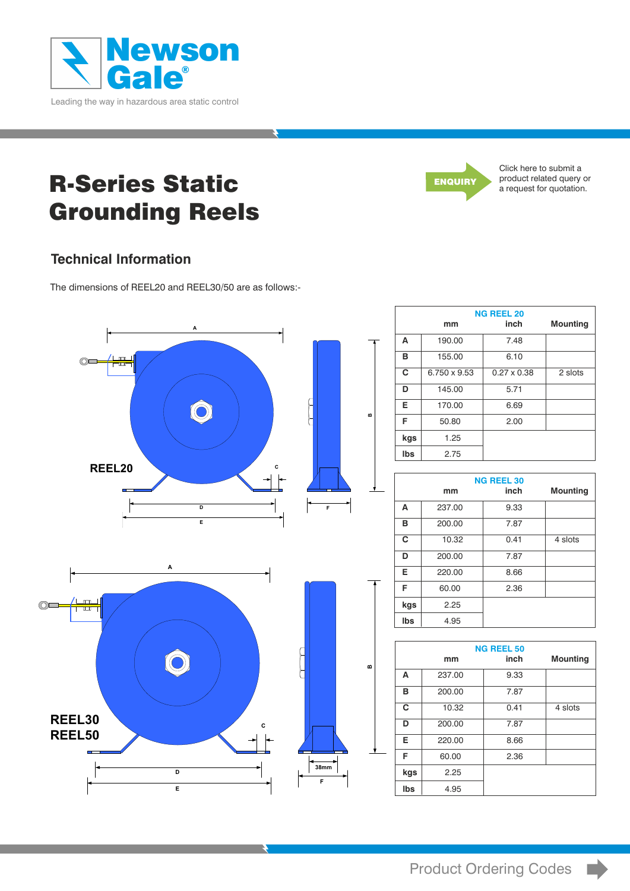# R-Series Static Grounding Reels

ENQUIRY

Click here to submit a product related query or a request for quotation.

## Technical Information

The dimensions of REEL20 and REEL30/50 are as follows:-

REEL20

REEL30
REEL50

| NG REEL 20 | mm | inch | Mounting |
|---|---|---|---|
| A | 190.00 | 7.48 | |
| B | 155.00 | 6.10 | |
| C | 6.750 x 9.53 | 0.27 x 0.38 | 2 slots |
| D | 145.00 | 5.71 | |
| E | 170.00 | 6.69 | |
| F | 50.80 | 2.00 | |
| kgs | 1.25 | | |
| lbs | 2.75 | | |

| NG REEL 30 | mm | inch | Mounting |
|---|---|---|---|
| A | 237.00 | 9.33 | |
| B | 200.00 | 7.87 | |
| C | 10.32 | 0.41 | 4 slots |
| D | 200.00 | 7.87 | |
| E | 220.00 | 8.66 | |
| F | 60.00 | 2.36 | |
| kgs | 2.25 | | |
| lbs | 4.95 | | |

| NG REEL 50 | mm | inch | Mounting |
|---|---|---|---|
| A | 237.00 | 9.33 | |
| B | 200.00 | 7.87 | |
| C | 10.32 | 0.41 | 4 slots |
| D | 200.00 | 7.87 | |
| E | 220.00 | 8.66 | |
| F | 60.00 | 2.36 | |
| kgs | 2.25 | | |
| lbs | 4.95 | | |

Product Ordering Codes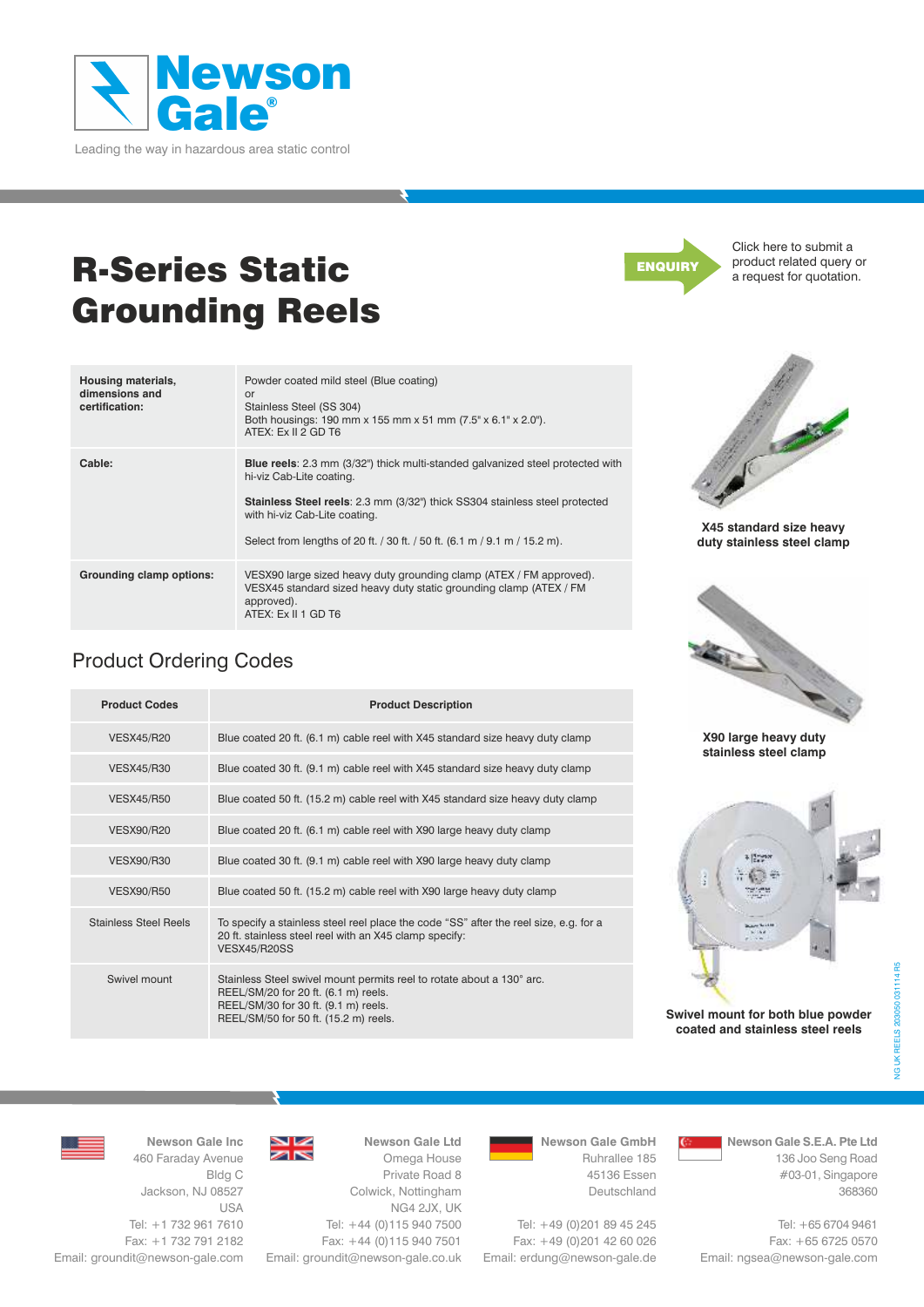# Newson Gale®

Leading the way in hazardous area static control

# R-Series Static Grounding Reels

ENQUIRY

Click here to submit a product related query or a request for quotation.

| | |
|---|---|
| **Housing materials, dimensions and certification:** | Powder coated mild steel (Blue coating)<br>or<br>Stainless Steel (SS 304)<br>Both housings: 190 mm x 155 mm x 51 mm (7.5" x 6.1" x 2.0").<br>ATEX: Ex II 2 GD T6 |
| **Cable:** | **Blue reels**: 2.3 mm (3/32") thick multi-standed galvanized steel protected with hi-viz Cab-Lite coating.<br><br>**Stainless Steel reels**: 2.3 mm (3/32") thick SS304 stainless steel protected with hi-viz Cab-Lite coating.<br><br>Select from lengths of 20 ft. / 30 ft. / 50 ft. (6.1 m / 9.1 m / 15.2 m). |
| **Grounding clamp options:** | VESX90 large sized heavy duty grounding clamp (ATEX / FM approved).<br>VESX45 standard sized heavy duty static grounding clamp (ATEX / FM approved).<br>ATEX: Ex II 1 GD T6 |

X45 standard size heavy duty stainless steel clamp

X90 large heavy duty stainless steel clamp

Swivel mount for both blue powder coated and stainless steel reels

## Product Ordering Codes

| Product Codes | Product Description |
|---|---|
| VESX45/R20 | Blue coated 20 ft. (6.1 m) cable reel with X45 standard size heavy duty clamp |
| VESX45/R30 | Blue coated 30 ft. (9.1 m) cable reel with X45 standard size heavy duty clamp |
| VESX45/R50 | Blue coated 50 ft. (15.2 m) cable reel with X45 standard size heavy duty clamp |
| VESX90/R20 | Blue coated 20 ft. (6.1 m) cable reel with X90 large heavy duty clamp |
| VESX90/R30 | Blue coated 30 ft. (9.1 m) cable reel with X90 large heavy duty clamp |
| VESX90/R50 | Blue coated 50 ft. (15.2 m) cable reel with X90 large heavy duty clamp |
| Stainless Steel Reels | To specify a stainless steel reel place the code "SS" after the reel size, e.g. for a 20 ft. stainless steel reel with an X45 clamp specify:<br>VESX45/R20SS |
| Swivel mount | Stainless Steel swivel mount permits reel to rotate about a 130° arc.<br>REEL/SM/20 for 20 ft. (6.1 m) reels.<br>REEL/SM/30 for 30 ft. (9.1 m) reels.<br>REEL/SM/50 for 50 ft. (15.2 m) reels. |

NG UK REELS 203050 031114 R5

**Newson Gale Inc**
460 Faraday Avenue
Bldg C
Jackson, NJ 08527
USA
Tel: +1 732 961 7610
Fax: +1 732 791 2182
Email: groundit@newson-gale.com

**Newson Gale Ltd**
Omega House
Private Road 8
Colwick, Nottingham
NG4 2JX, UK
Tel: +44 (0)115 940 7500
Fax: +44 (0)115 940 7501
Email: groundit@newson-gale.co.uk

**Newson Gale GmbH**
Ruhrallee 185
45136 Essen
Deutschland
Tel: +49 (0)201 89 45 245
Fax: +49 (0)201 42 60 026
Email: erdung@newson-gale.de

**Newson Gale S.E.A. Pte Ltd**
136 Joo Seng Road
#03-01, Singapore
368360
Tel: +65 6704 9461
Fax: +65 6725 0570
Email: ngsea@newson-gale.com